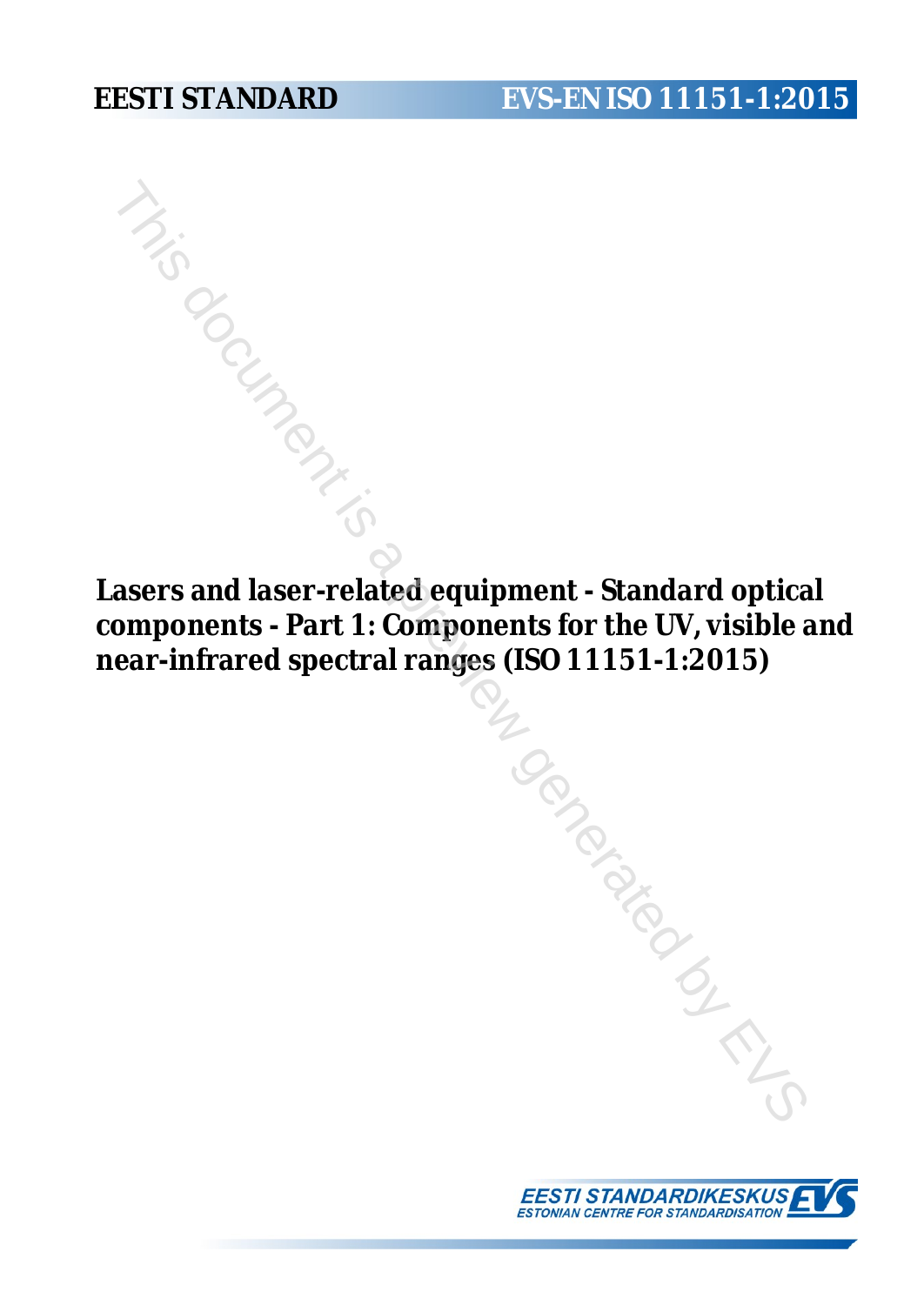**EESTI STANDARD** **EVS-EN ISO 11151-1:2015**

# Lasers and laser-related equipment - Standard optical components - Part 1: Components for the UV, visible and near-infrared spectral ranges (ISO 11151-1:2015)

EESTI STANDARDIKESKUS
ESTONIAN CENTRE FOR STANDARDISATION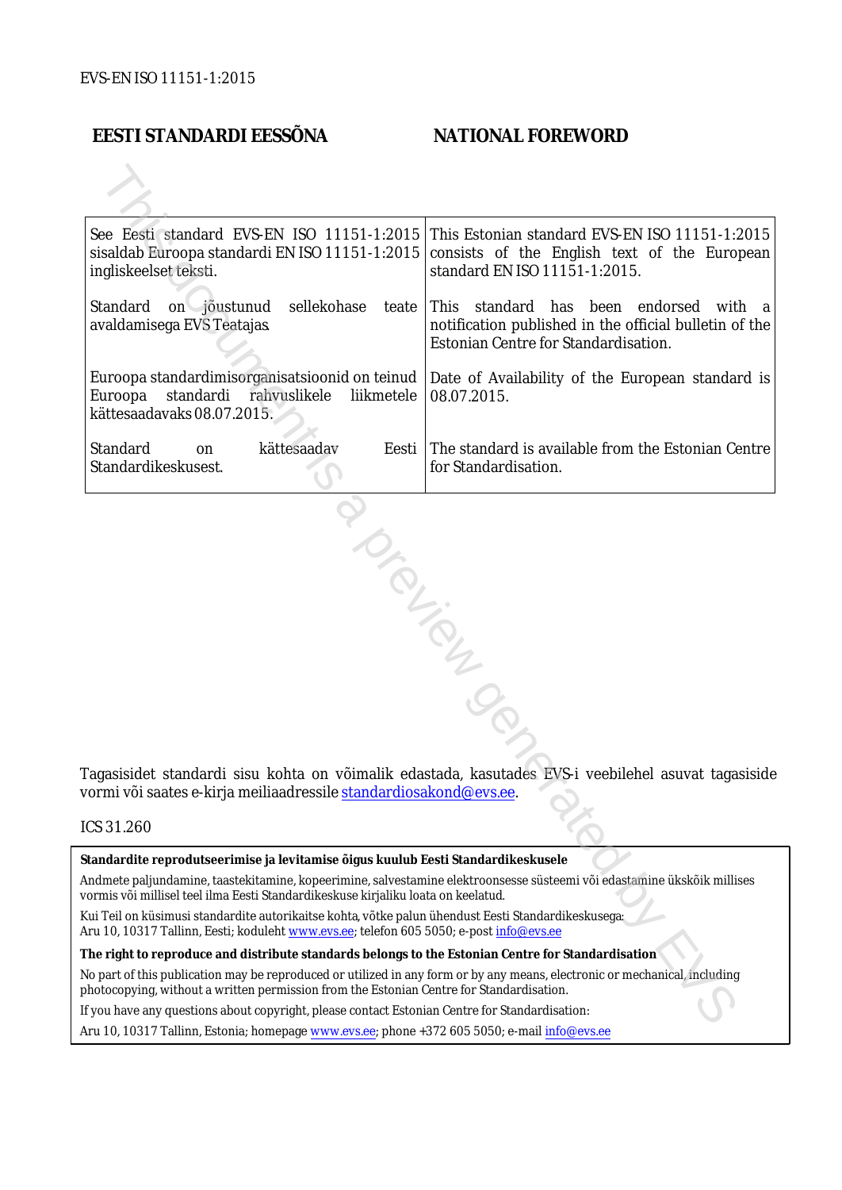EVS-EN ISO 11151-1:2015

## EESTI STANDARDI EESSÕNA

## NATIONAL FOREWORD

| | |
|---|---|
| See Eesti standard EVS-EN ISO 11151-1:2015 sisaldab Euroopa standardi EN ISO 11151-1:2015 ingliskeelset teksti. | This Estonian standard EVS-EN ISO 11151-1:2015 consists of the English text of the European standard EN ISO 11151-1:2015. |
| Standard on jõustunud sellekohase teate avaldamisega EVS Teatajas. | This standard has been endorsed with a notification published in the official bulletin of the Estonian Centre for Standardisation. |
| Euroopa standardimisorganisatsioonid on teinud Euroopa standardi rahvuslikele liikmetele kättesaadavaks 08.07.2015. | Date of Availability of the European standard is 08.07.2015. |
| Standard on kättesaadav Eesti Standardikeskusest. | The standard is available from the Estonian Centre for Standardisation. |

Tagasisidet standardi sisu kohta on võimalik edastada, kasutades EVS-i veebilehel asuvat tagasiside vormi või saates e-kirja meiliaadressile standardiosakond@evs.ee.

ICS 31.260

**Standardite reprodutseerimise ja levitamise õigus kuulub Eesti Standardikeskusele**

Andmete paljundamine, taastekitamine, kopeerimine, salvestamine elektroonsesse süsteemi või edastamine ükskõik millises vormis või millisel teel ilma Eesti Standardikeskuse kirjaliku loata on keelatud.

Kui Teil on küsimusi standardite autorikaitse kohta, võtke palun ühendust Eesti Standardikeskusega:
Aru 10, 10317 Tallinn, Eesti; koduleht www.evs.ee; telefon 605 5050; e-post info@evs.ee

**The right to reproduce and distribute standards belongs to the Estonian Centre for Standardisation**

No part of this publication may be reproduced or utilized in any form or by any means, electronic or mechanical, including photocopying, without a written permission from the Estonian Centre for Standardisation.

If you have any questions about copyright, please contact Estonian Centre for Standardisation:

Aru 10, 10317 Tallinn, Estonia; homepage www.evs.ee; phone +372 605 5050; e-mail info@evs.ee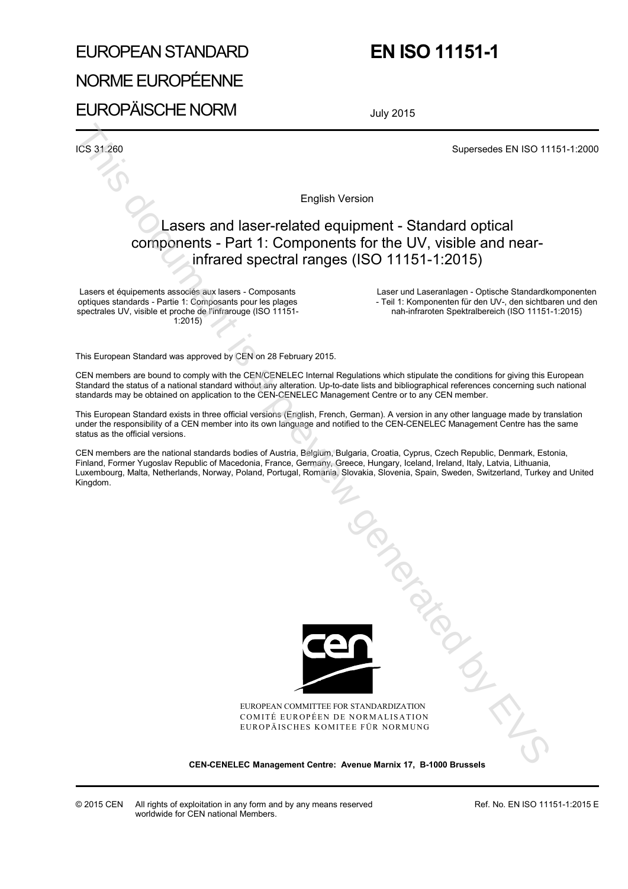# EUROPEAN STANDARD
# NORME EUROPÉENNE
# EUROPÄISCHE NORM

# EN ISO 11151-1

July 2015

ICS 31.260

Supersedes EN ISO 11151-1:2000

English Version

## Lasers and laser-related equipment - Standard optical components - Part 1: Components for the UV, visible and near-infrared spectral ranges (ISO 11151-1:2015)

Lasers et équipements associés aux lasers - Composants optiques standards - Partie 1: Composants pour les plages spectrales UV, visible et proche de l'infrarouge (ISO 11151-1:2015)

Laser und Laseranlagen - Optische Standardkomponenten - Teil 1: Komponenten für den UV-, den sichtbaren und den nah-infraroten Spektralbereich (ISO 11151-1:2015)

This European Standard was approved by CEN on 28 February 2015.

CEN members are bound to comply with the CEN/CENELEC Internal Regulations which stipulate the conditions for giving this European Standard the status of a national standard without any alteration. Up-to-date lists and bibliographical references concerning such national standards may be obtained on application to the CEN-CENELEC Management Centre or to any CEN member.

This European Standard exists in three official versions (English, French, German). A version in any other language made by translation under the responsibility of a CEN member into its own language and notified to the CEN-CENELEC Management Centre has the same status as the official versions.

CEN members are the national standards bodies of Austria, Belgium, Bulgaria, Croatia, Cyprus, Czech Republic, Denmark, Estonia, Finland, Former Yugoslav Republic of Macedonia, France, Germany, Greece, Hungary, Iceland, Ireland, Italy, Latvia, Lithuania, Luxembourg, Malta, Netherlands, Norway, Poland, Portugal, Romania, Slovakia, Slovenia, Spain, Sweden, Switzerland, Turkey and United Kingdom.

EUROPEAN COMMITTEE FOR STANDARDIZATION
COMITÉ EUROPÉEN DE NORMALISATION
EUROPÄISCHES KOMITEE FÜR NORMUNG

**CEN-CENELEC Management Centre: Avenue Marnix 17, B-1000 Brussels**

© 2015 CEN All rights of exploitation in any form and by any means reserved worldwide for CEN national Members.

Ref. No. EN ISO 11151-1:2015 E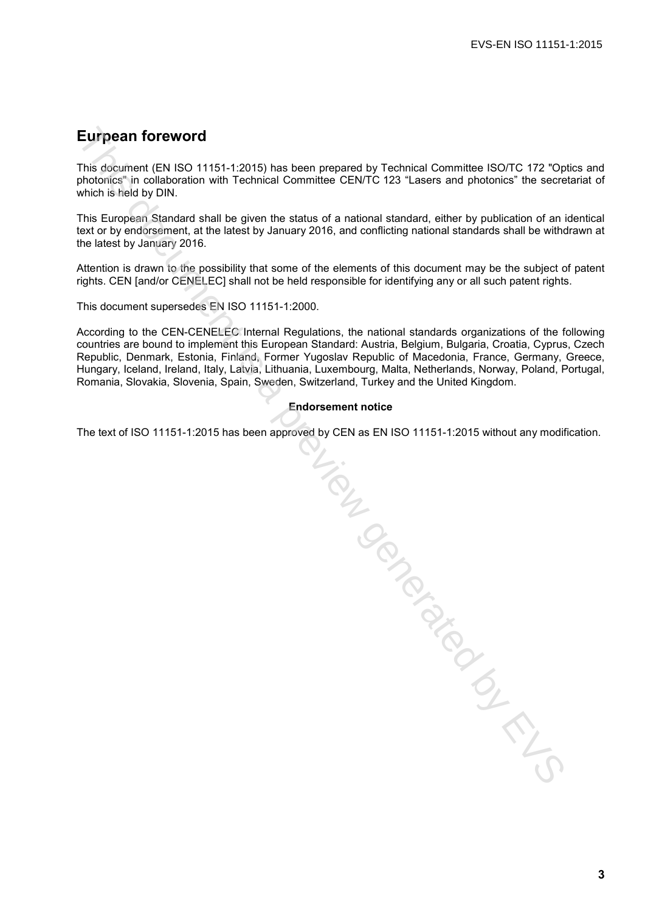# Eurpean foreword

This document (EN ISO 11151-1:2015) has been prepared by Technical Committee ISO/TC 172 "Optics and photonics" in collaboration with Technical Committee CEN/TC 123 "Lasers and photonics" the secretariat of which is held by DIN.

This European Standard shall be given the status of a national standard, either by publication of an identical text or by endorsement, at the latest by January 2016, and conflicting national standards shall be withdrawn at the latest by January 2016.

Attention is drawn to the possibility that some of the elements of this document may be the subject of patent rights. CEN [and/or CENELEC] shall not be held responsible for identifying any or all such patent rights.

This document supersedes EN ISO 11151-1:2000.

According to the CEN-CENELEC Internal Regulations, the national standards organizations of the following countries are bound to implement this European Standard: Austria, Belgium, Bulgaria, Croatia, Cyprus, Czech Republic, Denmark, Estonia, Finland, Former Yugoslav Republic of Macedonia, France, Germany, Greece, Hungary, Iceland, Ireland, Italy, Latvia, Lithuania, Luxembourg, Malta, Netherlands, Norway, Poland, Portugal, Romania, Slovakia, Slovenia, Spain, Sweden, Switzerland, Turkey and the United Kingdom.

**Endorsement notice**

The text of ISO 11151-1:2015 has been approved by CEN as EN ISO 11151-1:2015 without any modification.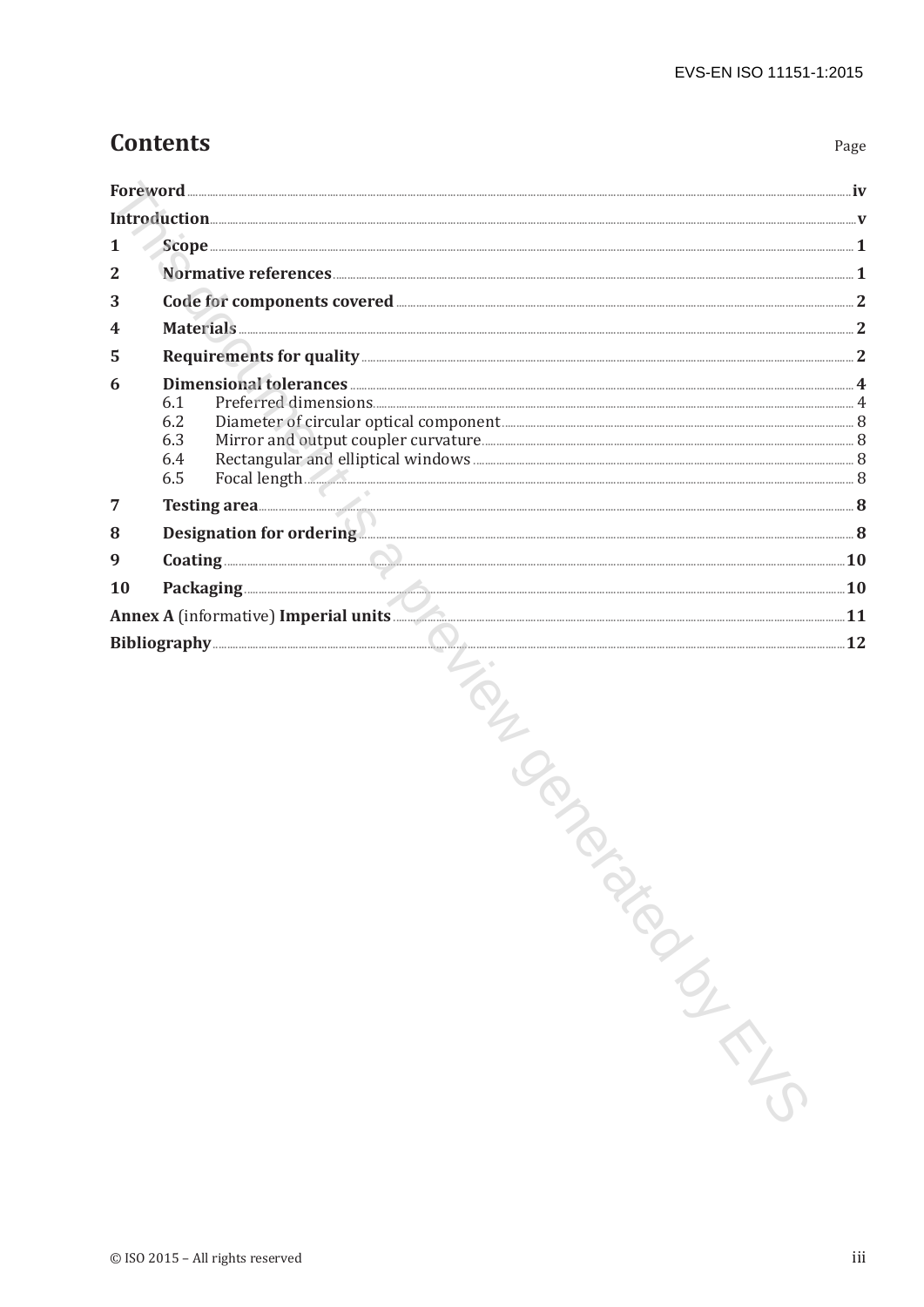# Contents

Page

**Foreword** .......... **iv**

**Introduction** .......... **v**

**1 Scope** .......... **1**

**2 Normative references** .......... **1**

**3 Code for components covered** .......... **2**

**4 Materials** .......... **2**

**5 Requirements for quality** .......... **2**

**6 Dimensional tolerances** .......... **4**

- 6.1 Preferred dimensions .......... 4
- 6.2 Diameter of circular optical component .......... 8
- 6.3 Mirror and output coupler curvature .......... 8
- 6.4 Rectangular and elliptical windows .......... 8
- 6.5 Focal length .......... 8

**7 Testing area** .......... **8**

**8 Designation for ordering** .......... **8**

**9 Coating** .......... **10**

**10 Packaging** .......... **10**

**Annex A** (informative) **Imperial units** .......... **11**

**Bibliography** .......... **12**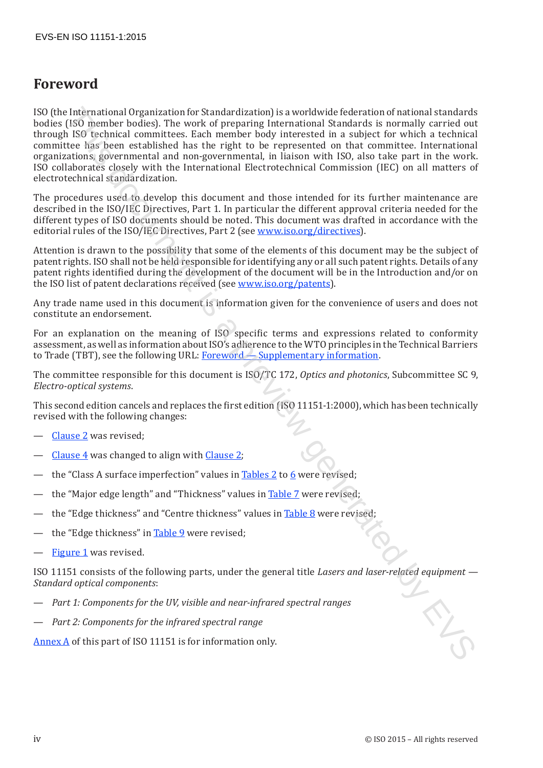# Foreword

ISO (the International Organization for Standardization) is a worldwide federation of national standards bodies (ISO member bodies). The work of preparing International Standards is normally carried out through ISO technical committees. Each member body interested in a subject for which a technical committee has been established has the right to be represented on that committee. International organizations, governmental and non-governmental, in liaison with ISO, also take part in the work. ISO collaborates closely with the International Electrotechnical Commission (IEC) on all matters of electrotechnical standardization.

The procedures used to develop this document and those intended for its further maintenance are described in the ISO/IEC Directives, Part 1. In particular the different approval criteria needed for the different types of ISO documents should be noted. This document was drafted in accordance with the editorial rules of the ISO/IEC Directives, Part 2 (see www.iso.org/directives).

Attention is drawn to the possibility that some of the elements of this document may be the subject of patent rights. ISO shall not be held responsible for identifying any or all such patent rights. Details of any patent rights identified during the development of the document will be in the Introduction and/or on the ISO list of patent declarations received (see www.iso.org/patents).

Any trade name used in this document is information given for the convenience of users and does not constitute an endorsement.

For an explanation on the meaning of ISO specific terms and expressions related to conformity assessment, as well as information about ISO's adherence to the WTO principles in the Technical Barriers to Trade (TBT), see the following URL: Foreword — Supplementary information.

The committee responsible for this document is ISO/TC 172, *Optics and photonics*, Subcommittee SC 9, *Electro-optical systems*.

This second edition cancels and replaces the first edition (ISO 11151-1:2000), which has been technically revised with the following changes:

— Clause 2 was revised;

— Clause 4 was changed to align with Clause 2;

— the "Class A surface imperfection" values in Tables 2 to 6 were revised;

— the "Major edge length" and "Thickness" values in Table 7 were revised;

— the "Edge thickness" and "Centre thickness" values in Table 8 were revised;

— the "Edge thickness" in Table 9 were revised;

— Figure 1 was revised.

ISO 11151 consists of the following parts, under the general title *Lasers and laser-related equipment — Standard optical components*:

— *Part 1: Components for the UV, visible and near-infrared spectral ranges*

— *Part 2: Components for the infrared spectral range*

Annex A of this part of ISO 11151 is for information only.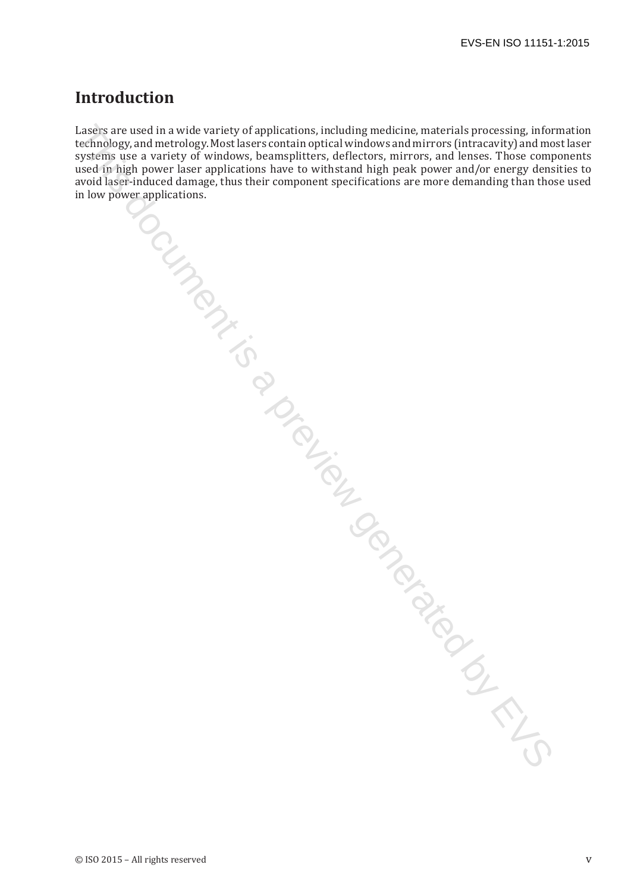# Introduction

Lasers are used in a wide variety of applications, including medicine, materials processing, information technology, and metrology. Most lasers contain optical windows and mirrors (intracavity) and most laser systems use a variety of windows, beamsplitters, deflectors, mirrors, and lenses. Those components used in high power laser applications have to withstand high peak power and/or energy densities to avoid laser-induced damage, thus their component specifications are more demanding than those used in low power applications.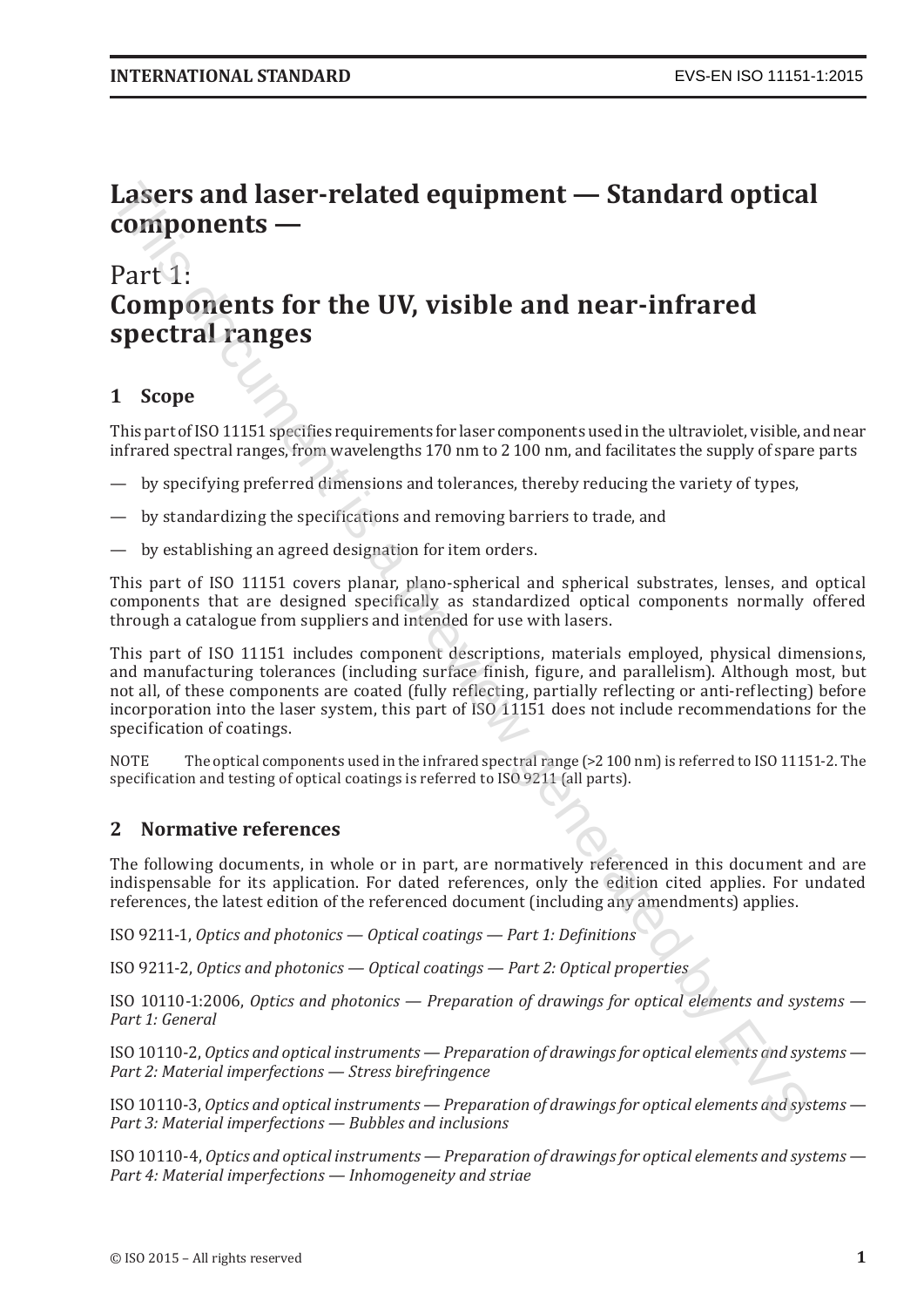# Lasers and laser-related equipment — Standard optical components —

## Part 1:
## Components for the UV, visible and near-infrared spectral ranges

## 1 Scope

This part of ISO 11151 specifies requirements for laser components used in the ultraviolet, visible, and near infrared spectral ranges, from wavelengths 170 nm to 2 100 nm, and facilitates the supply of spare parts

— by specifying preferred dimensions and tolerances, thereby reducing the variety of types,

— by standardizing the specifications and removing barriers to trade, and

— by establishing an agreed designation for item orders.

This part of ISO 11151 covers planar, plano-spherical and spherical substrates, lenses, and optical components that are designed specifically as standardized optical components normally offered through a catalogue from suppliers and intended for use with lasers.

This part of ISO 11151 includes component descriptions, materials employed, physical dimensions, and manufacturing tolerances (including surface finish, figure, and parallelism). Although most, but not all, of these components are coated (fully reflecting, partially reflecting or anti-reflecting) before incorporation into the laser system, this part of ISO 11151 does not include recommendations for the specification of coatings.

NOTE The optical components used in the infrared spectral range (>2 100 nm) is referred to ISO 11151-2. The specification and testing of optical coatings is referred to ISO 9211 (all parts).

## 2 Normative references

The following documents, in whole or in part, are normatively referenced in this document and are indispensable for its application. For dated references, only the edition cited applies. For undated references, the latest edition of the referenced document (including any amendments) applies.

ISO 9211-1, *Optics and photonics — Optical coatings — Part 1: Definitions*

ISO 9211-2, *Optics and photonics — Optical coatings — Part 2: Optical properties*

ISO 10110-1:2006, *Optics and photonics — Preparation of drawings for optical elements and systems — Part 1: General*

ISO 10110-2, *Optics and optical instruments — Preparation of drawings for optical elements and systems — Part 2: Material imperfections — Stress birefringence*

ISO 10110-3, *Optics and optical instruments — Preparation of drawings for optical elements and systems — Part 3: Material imperfections — Bubbles and inclusions*

ISO 10110-4, *Optics and optical instruments — Preparation of drawings for optical elements and systems — Part 4: Material imperfections — Inhomogeneity and striae*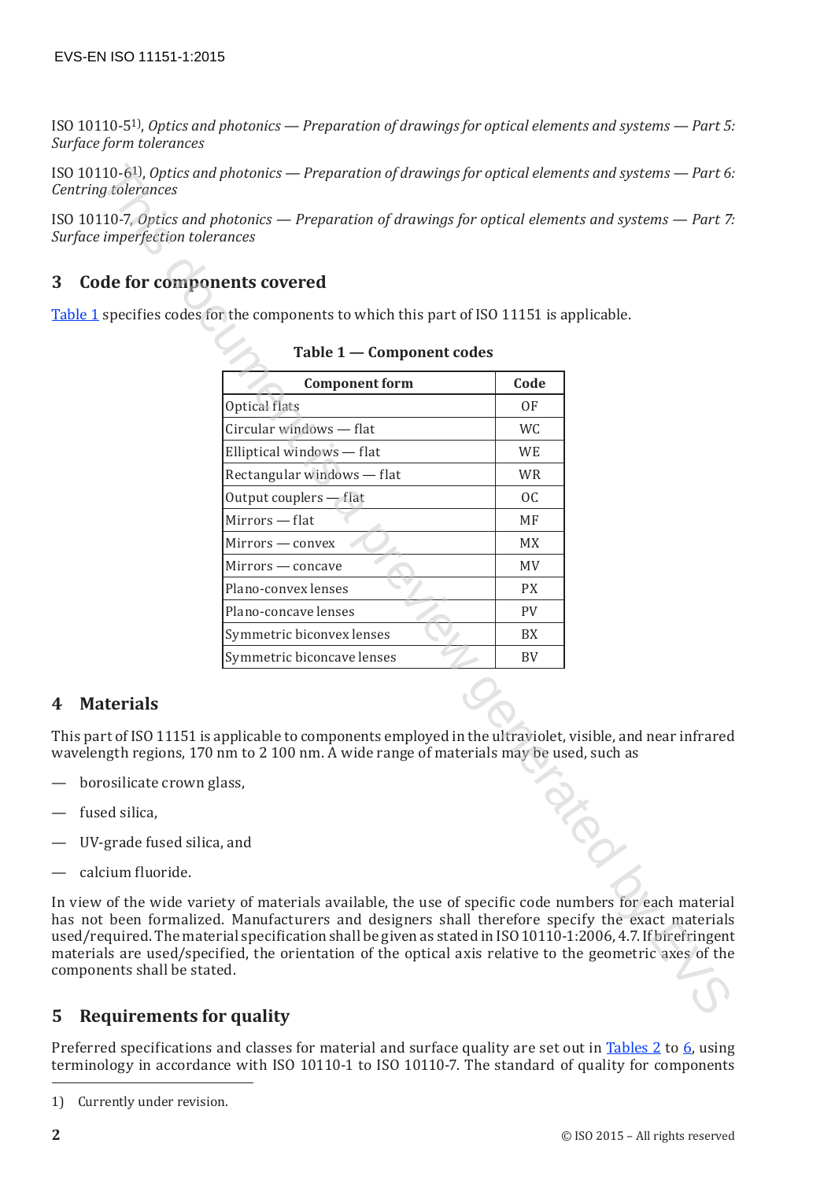ISO 10110-5[1)], *Optics and photonics — Preparation of drawings for optical elements and systems — Part 5: Surface form tolerances*

ISO 10110-6[1)], *Optics and photonics — Preparation of drawings for optical elements and systems — Part 6: Centring tolerances*

ISO 10110-7, *Optics and photonics — Preparation of drawings for optical elements and systems — Part 7: Surface imperfection tolerances*

## 3 Code for components covered

Table 1 specifies codes for the components to which this part of ISO 11151 is applicable.

**Table 1 — Component codes**

| Component form | Code |
|---|---|
| Optical flats | OF |
| Circular windows — flat | WC |
| Elliptical windows — flat | WE |
| Rectangular windows — flat | WR |
| Output couplers — flat | OC |
| Mirrors — flat | MF |
| Mirrors — convex | MX |
| Mirrors — concave | MV |
| Plano-convex lenses | PX |
| Plano-concave lenses | PV |
| Symmetric biconvex lenses | BX |
| Symmetric biconcave lenses | BV |

## 4 Materials

This part of ISO 11151 is applicable to components employed in the ultraviolet, visible, and near infrared wavelength regions, 170 nm to 2 100 nm. A wide range of materials may be used, such as

— borosilicate crown glass,

— fused silica,

— UV-grade fused silica, and

— calcium fluoride.

In view of the wide variety of materials available, the use of specific code numbers for each material has not been formalized. Manufacturers and designers shall therefore specify the exact materials used/required. The material specification shall be given as stated in ISO 10110-1:2006, 4.7. If birefringent materials are used/specified, the orientation of the optical axis relative to the geometric axes of the components shall be stated.

## 5 Requirements for quality

Preferred specifications and classes for material and surface quality are set out in Tables 2 to 6, using terminology in accordance with ISO 10110-1 to ISO 10110-7. The standard of quality for components

1) Currently under revision.